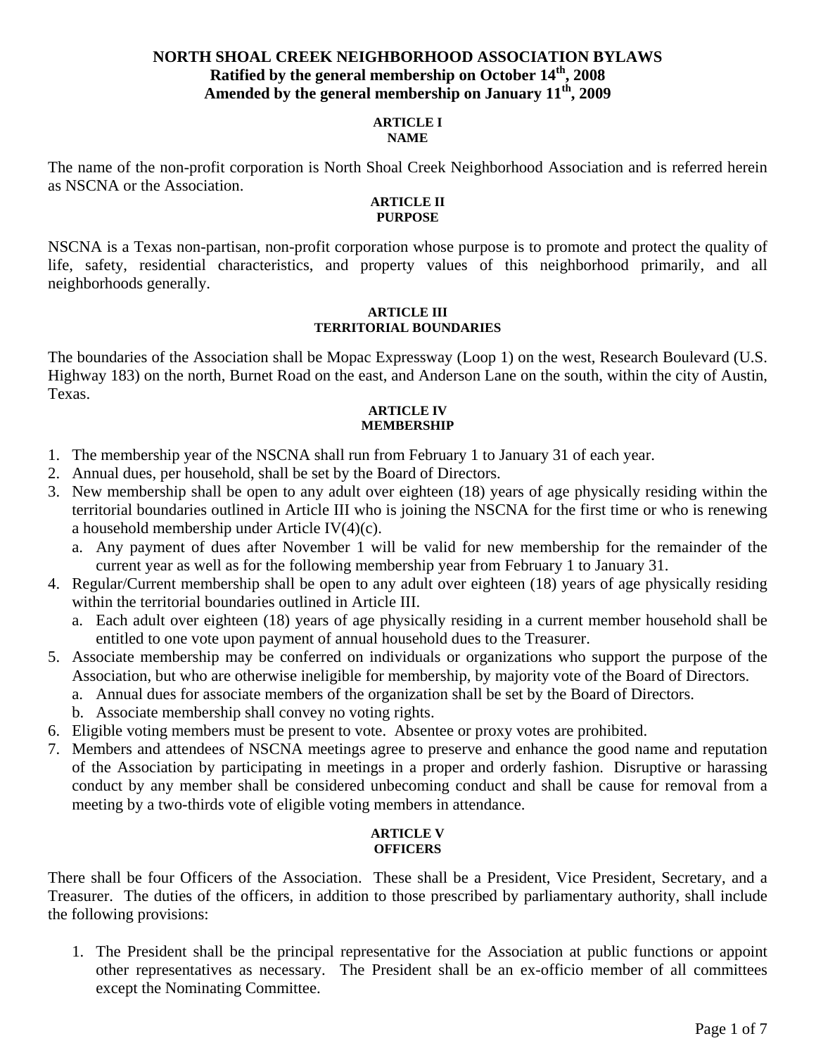# NORTH SHOAL CREEK NEIGHBORHOOD ASSOCIATION BYLAWS

**Ratified by the general membership on October 14th, 2008**
**Amended by the general membership on January 11th, 2009**

## ARTICLE I
## NAME

The name of the non-profit corporation is North Shoal Creek Neighborhood Association and is referred herein as NSCNA or the Association.

## ARTICLE II
## PURPOSE

NSCNA is a Texas non-partisan, non-profit corporation whose purpose is to promote and protect the quality of life, safety, residential characteristics, and property values of this neighborhood primarily, and all neighborhoods generally.

## ARTICLE III
## TERRITORIAL BOUNDARIES

The boundaries of the Association shall be Mopac Expressway (Loop 1) on the west, Research Boulevard (U.S. Highway 183) on the north, Burnet Road on the east, and Anderson Lane on the south, within the city of Austin, Texas.

## ARTICLE IV
## MEMBERSHIP

1. The membership year of the NSCNA shall run from February 1 to January 31 of each year.
2. Annual dues, per household, shall be set by the Board of Directors.
3. New membership shall be open to any adult over eighteen (18) years of age physically residing within the territorial boundaries outlined in Article III who is joining the NSCNA for the first time or who is renewing a household membership under Article IV(4)(c).
   a. Any payment of dues after November 1 will be valid for new membership for the remainder of the current year as well as for the following membership year from February 1 to January 31.
4. Regular/Current membership shall be open to any adult over eighteen (18) years of age physically residing within the territorial boundaries outlined in Article III.
   a. Each adult over eighteen (18) years of age physically residing in a current member household shall be entitled to one vote upon payment of annual household dues to the Treasurer.
5. Associate membership may be conferred on individuals or organizations who support the purpose of the Association, but who are otherwise ineligible for membership, by majority vote of the Board of Directors.
   a. Annual dues for associate members of the organization shall be set by the Board of Directors.
   b. Associate membership shall convey no voting rights.
6. Eligible voting members must be present to vote. Absentee or proxy votes are prohibited.
7. Members and attendees of NSCNA meetings agree to preserve and enhance the good name and reputation of the Association by participating in meetings in a proper and orderly fashion. Disruptive or harassing conduct by any member shall be considered unbecoming conduct and shall be cause for removal from a meeting by a two-thirds vote of eligible voting members in attendance.

## ARTICLE V
## OFFICERS

There shall be four Officers of the Association. These shall be a President, Vice President, Secretary, and a Treasurer. The duties of the officers, in addition to those prescribed by parliamentary authority, shall include the following provisions:

1. The President shall be the principal representative for the Association at public functions or appoint other representatives as necessary. The President shall be an ex-officio member of all committees except the Nominating Committee.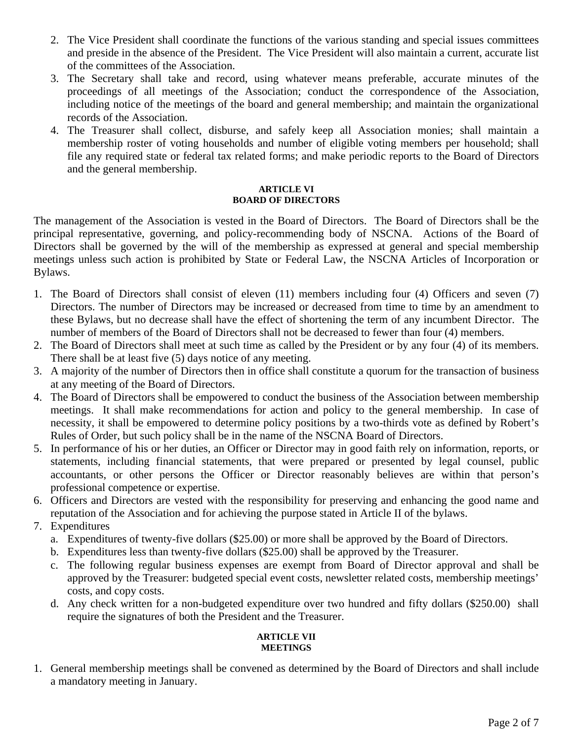2. The Vice President shall coordinate the functions of the various standing and special issues committees and preside in the absence of the President. The Vice President will also maintain a current, accurate list of the committees of the Association.
3. The Secretary shall take and record, using whatever means preferable, accurate minutes of the proceedings of all meetings of the Association; conduct the correspondence of the Association, including notice of the meetings of the board and general membership; and maintain the organizational records of the Association.
4. The Treasurer shall collect, disburse, and safely keep all Association monies; shall maintain a membership roster of voting households and number of eligible voting members per household; shall file any required state or federal tax related forms; and make periodic reports to the Board of Directors and the general membership.

## ARTICLE VI
## BOARD OF DIRECTORS

The management of the Association is vested in the Board of Directors. The Board of Directors shall be the principal representative, governing, and policy-recommending body of NSCNA. Actions of the Board of Directors shall be governed by the will of the membership as expressed at general and special membership meetings unless such action is prohibited by State or Federal Law, the NSCNA Articles of Incorporation or Bylaws.

1. The Board of Directors shall consist of eleven (11) members including four (4) Officers and seven (7) Directors. The number of Directors may be increased or decreased from time to time by an amendment to these Bylaws, but no decrease shall have the effect of shortening the term of any incumbent Director. The number of members of the Board of Directors shall not be decreased to fewer than four (4) members.
2. The Board of Directors shall meet at such time as called by the President or by any four (4) of its members. There shall be at least five (5) days notice of any meeting.
3. A majority of the number of Directors then in office shall constitute a quorum for the transaction of business at any meeting of the Board of Directors.
4. The Board of Directors shall be empowered to conduct the business of the Association between membership meetings. It shall make recommendations for action and policy to the general membership. In case of necessity, it shall be empowered to determine policy positions by a two-thirds vote as defined by Robert's Rules of Order, but such policy shall be in the name of the NSCNA Board of Directors.
5. In performance of his or her duties, an Officer or Director may in good faith rely on information, reports, or statements, including financial statements, that were prepared or presented by legal counsel, public accountants, or other persons the Officer or Director reasonably believes are within that person's professional competence or expertise.
6. Officers and Directors are vested with the responsibility for preserving and enhancing the good name and reputation of the Association and for achieving the purpose stated in Article II of the bylaws.
7. Expenditures
   a. Expenditures of twenty-five dollars ($25.00) or more shall be approved by the Board of Directors.
   b. Expenditures less than twenty-five dollars ($25.00) shall be approved by the Treasurer.
   c. The following regular business expenses are exempt from Board of Director approval and shall be approved by the Treasurer: budgeted special event costs, newsletter related costs, membership meetings' costs, and copy costs.
   d. Any check written for a non-budgeted expenditure over two hundred and fifty dollars ($250.00) shall require the signatures of both the President and the Treasurer.

## ARTICLE VII
## MEETINGS

1. General membership meetings shall be convened as determined by the Board of Directors and shall include a mandatory meeting in January.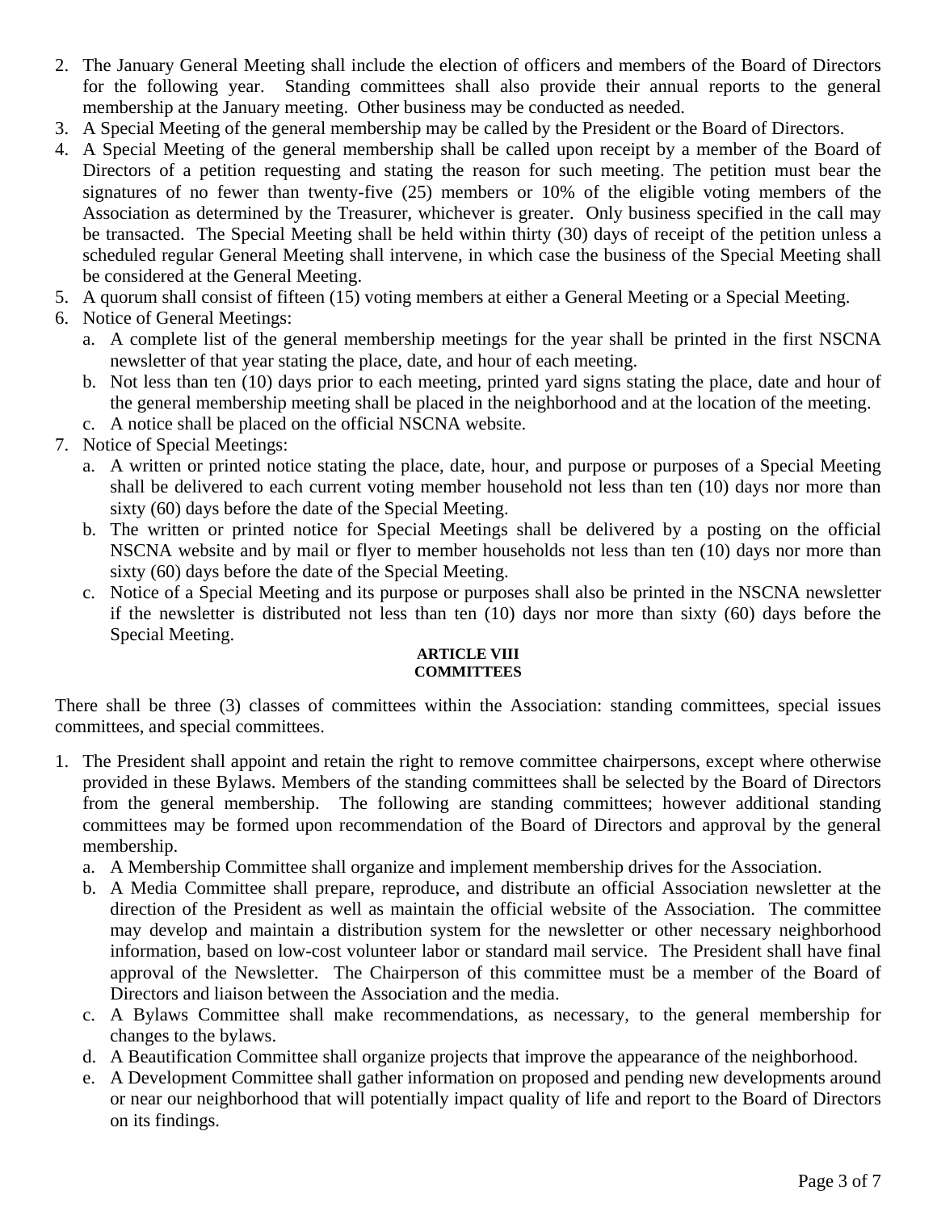2. The January General Meeting shall include the election of officers and members of the Board of Directors for the following year. Standing committees shall also provide their annual reports to the general membership at the January meeting. Other business may be conducted as needed.
3. A Special Meeting of the general membership may be called by the President or the Board of Directors.
4. A Special Meeting of the general membership shall be called upon receipt by a member of the Board of Directors of a petition requesting and stating the reason for such meeting. The petition must bear the signatures of no fewer than twenty-five (25) members or 10% of the eligible voting members of the Association as determined by the Treasurer, whichever is greater. Only business specified in the call may be transacted. The Special Meeting shall be held within thirty (30) days of receipt of the petition unless a scheduled regular General Meeting shall intervene, in which case the business of the Special Meeting shall be considered at the General Meeting.
5. A quorum shall consist of fifteen (15) voting members at either a General Meeting or a Special Meeting.
6. Notice of General Meetings:
   a. A complete list of the general membership meetings for the year shall be printed in the first NSCNA newsletter of that year stating the place, date, and hour of each meeting.
   b. Not less than ten (10) days prior to each meeting, printed yard signs stating the place, date and hour of the general membership meeting shall be placed in the neighborhood and at the location of the meeting.
   c. A notice shall be placed on the official NSCNA website.
7. Notice of Special Meetings:
   a. A written or printed notice stating the place, date, hour, and purpose or purposes of a Special Meeting shall be delivered to each current voting member household not less than ten (10) days nor more than sixty (60) days before the date of the Special Meeting.
   b. The written or printed notice for Special Meetings shall be delivered by a posting on the official NSCNA website and by mail or flyer to member households not less than ten (10) days nor more than sixty (60) days before the date of the Special Meeting.
   c. Notice of a Special Meeting and its purpose or purposes shall also be printed in the NSCNA newsletter if the newsletter is distributed not less than ten (10) days nor more than sixty (60) days before the Special Meeting.

## ARTICLE VIII
## COMMITTEES

There shall be three (3) classes of committees within the Association: standing committees, special issues committees, and special committees.

1. The President shall appoint and retain the right to remove committee chairpersons, except where otherwise provided in these Bylaws. Members of the standing committees shall be selected by the Board of Directors from the general membership. The following are standing committees; however additional standing committees may be formed upon recommendation of the Board of Directors and approval by the general membership.
   a. A Membership Committee shall organize and implement membership drives for the Association.
   b. A Media Committee shall prepare, reproduce, and distribute an official Association newsletter at the direction of the President as well as maintain the official website of the Association. The committee may develop and maintain a distribution system for the newsletter or other necessary neighborhood information, based on low-cost volunteer labor or standard mail service. The President shall have final approval of the Newsletter. The Chairperson of this committee must be a member of the Board of Directors and liaison between the Association and the media.
   c. A Bylaws Committee shall make recommendations, as necessary, to the general membership for changes to the bylaws.
   d. A Beautification Committee shall organize projects that improve the appearance of the neighborhood.
   e. A Development Committee shall gather information on proposed and pending new developments around or near our neighborhood that will potentially impact quality of life and report to the Board of Directors on its findings.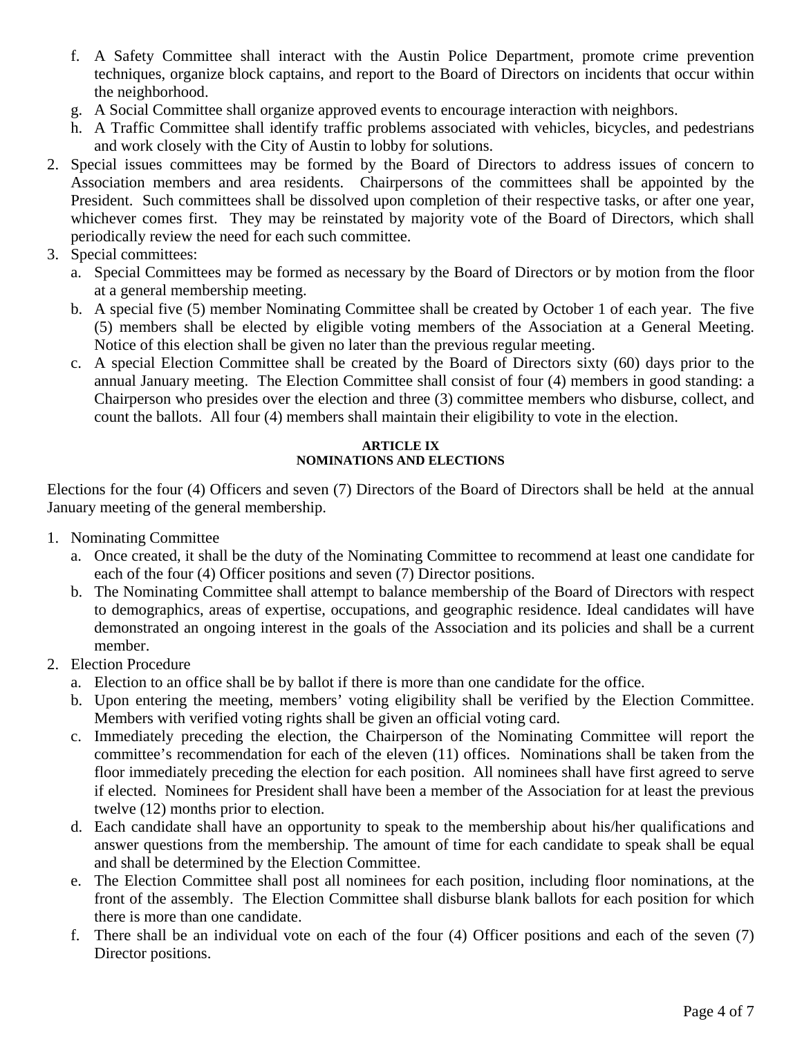f. A Safety Committee shall interact with the Austin Police Department, promote crime prevention techniques, organize block captains, and report to the Board of Directors on incidents that occur within the neighborhood.
   g. A Social Committee shall organize approved events to encourage interaction with neighbors.
   h. A Traffic Committee shall identify traffic problems associated with vehicles, bicycles, and pedestrians and work closely with the City of Austin to lobby for solutions.
2. Special issues committees may be formed by the Board of Directors to address issues of concern to Association members and area residents. Chairpersons of the committees shall be appointed by the President. Such committees shall be dissolved upon completion of their respective tasks, or after one year, whichever comes first. They may be reinstated by majority vote of the Board of Directors, which shall periodically review the need for each such committee.
3. Special committees:
   a. Special Committees may be formed as necessary by the Board of Directors or by motion from the floor at a general membership meeting.
   b. A special five (5) member Nominating Committee shall be created by October 1 of each year. The five (5) members shall be elected by eligible voting members of the Association at a General Meeting. Notice of this election shall be given no later than the previous regular meeting.
   c. A special Election Committee shall be created by the Board of Directors sixty (60) days prior to the annual January meeting. The Election Committee shall consist of four (4) members in good standing: a Chairperson who presides over the election and three (3) committee members who disburse, collect, and count the ballots. All four (4) members shall maintain their eligibility to vote in the election.

## ARTICLE IX
## NOMINATIONS AND ELECTIONS

Elections for the four (4) Officers and seven (7) Directors of the Board of Directors shall be held at the annual January meeting of the general membership.

1. Nominating Committee
   a. Once created, it shall be the duty of the Nominating Committee to recommend at least one candidate for each of the four (4) Officer positions and seven (7) Director positions.
   b. The Nominating Committee shall attempt to balance membership of the Board of Directors with respect to demographics, areas of expertise, occupations, and geographic residence. Ideal candidates will have demonstrated an ongoing interest in the goals of the Association and its policies and shall be a current member.
2. Election Procedure
   a. Election to an office shall be by ballot if there is more than one candidate for the office.
   b. Upon entering the meeting, members' voting eligibility shall be verified by the Election Committee. Members with verified voting rights shall be given an official voting card.
   c. Immediately preceding the election, the Chairperson of the Nominating Committee will report the committee's recommendation for each of the eleven (11) offices. Nominations shall be taken from the floor immediately preceding the election for each position. All nominees shall have first agreed to serve if elected. Nominees for President shall have been a member of the Association for at least the previous twelve (12) months prior to election.
   d. Each candidate shall have an opportunity to speak to the membership about his/her qualifications and answer questions from the membership. The amount of time for each candidate to speak shall be equal and shall be determined by the Election Committee.
   e. The Election Committee shall post all nominees for each position, including floor nominations, at the front of the assembly. The Election Committee shall disburse blank ballots for each position for which there is more than one candidate.
   f. There shall be an individual vote on each of the four (4) Officer positions and each of the seven (7) Director positions.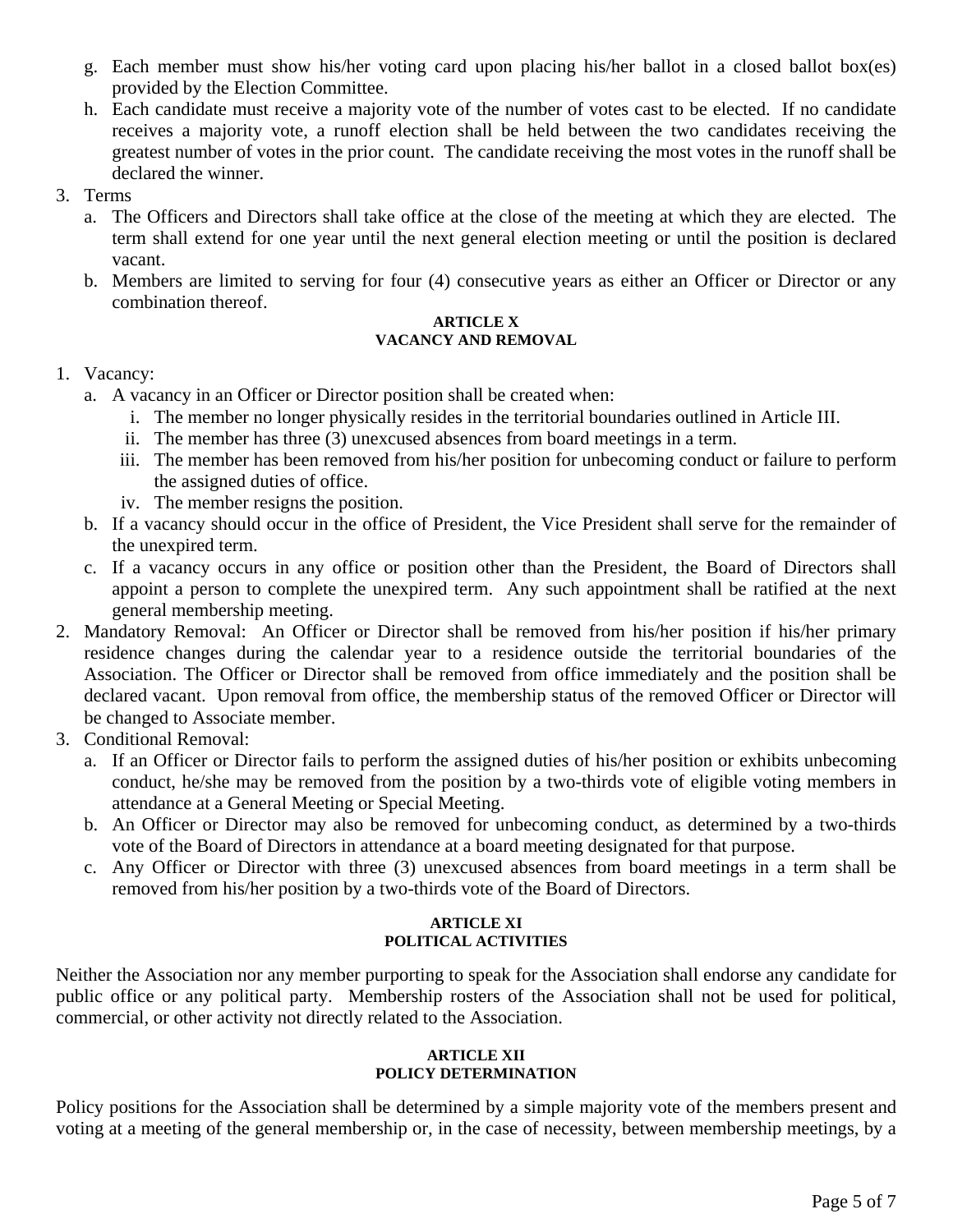g. Each member must show his/her voting card upon placing his/her ballot in a closed ballot box(es) provided by the Election Committee.
h. Each candidate must receive a majority vote of the number of votes cast to be elected. If no candidate receives a majority vote, a runoff election shall be held between the two candidates receiving the greatest number of votes in the prior count. The candidate receiving the most votes in the runoff shall be declared the winner.

3. Terms
   a. The Officers and Directors shall take office at the close of the meeting at which they are elected. The term shall extend for one year until the next general election meeting or until the position is declared vacant.
   b. Members are limited to serving for four (4) consecutive years as either an Officer or Director or any combination thereof.

**ARTICLE X**
**VACANCY AND REMOVAL**

1. Vacancy:
   a. A vacancy in an Officer or Director position shall be created when:
      i. The member no longer physically resides in the territorial boundaries outlined in Article III.
      ii. The member has three (3) unexcused absences from board meetings in a term.
      iii. The member has been removed from his/her position for unbecoming conduct or failure to perform the assigned duties of office.
      iv. The member resigns the position.
   b. If a vacancy should occur in the office of President, the Vice President shall serve for the remainder of the unexpired term.
   c. If a vacancy occurs in any office or position other than the President, the Board of Directors shall appoint a person to complete the unexpired term. Any such appointment shall be ratified at the next general membership meeting.
2. Mandatory Removal: An Officer or Director shall be removed from his/her position if his/her primary residence changes during the calendar year to a residence outside the territorial boundaries of the Association. The Officer or Director shall be removed from office immediately and the position shall be declared vacant. Upon removal from office, the membership status of the removed Officer or Director will be changed to Associate member.
3. Conditional Removal:
   a. If an Officer or Director fails to perform the assigned duties of his/her position or exhibits unbecoming conduct, he/she may be removed from the position by a two-thirds vote of eligible voting members in attendance at a General Meeting or Special Meeting.
   b. An Officer or Director may also be removed for unbecoming conduct, as determined by a two-thirds vote of the Board of Directors in attendance at a board meeting designated for that purpose.
   c. Any Officer or Director with three (3) unexcused absences from board meetings in a term shall be removed from his/her position by a two-thirds vote of the Board of Directors.

**ARTICLE XI**
**POLITICAL ACTIVITIES**

Neither the Association nor any member purporting to speak for the Association shall endorse any candidate for public office or any political party. Membership rosters of the Association shall not be used for political, commercial, or other activity not directly related to the Association.

**ARTICLE XII**
**POLICY DETERMINATION**

Policy positions for the Association shall be determined by a simple majority vote of the members present and voting at a meeting of the general membership or, in the case of necessity, between membership meetings, by a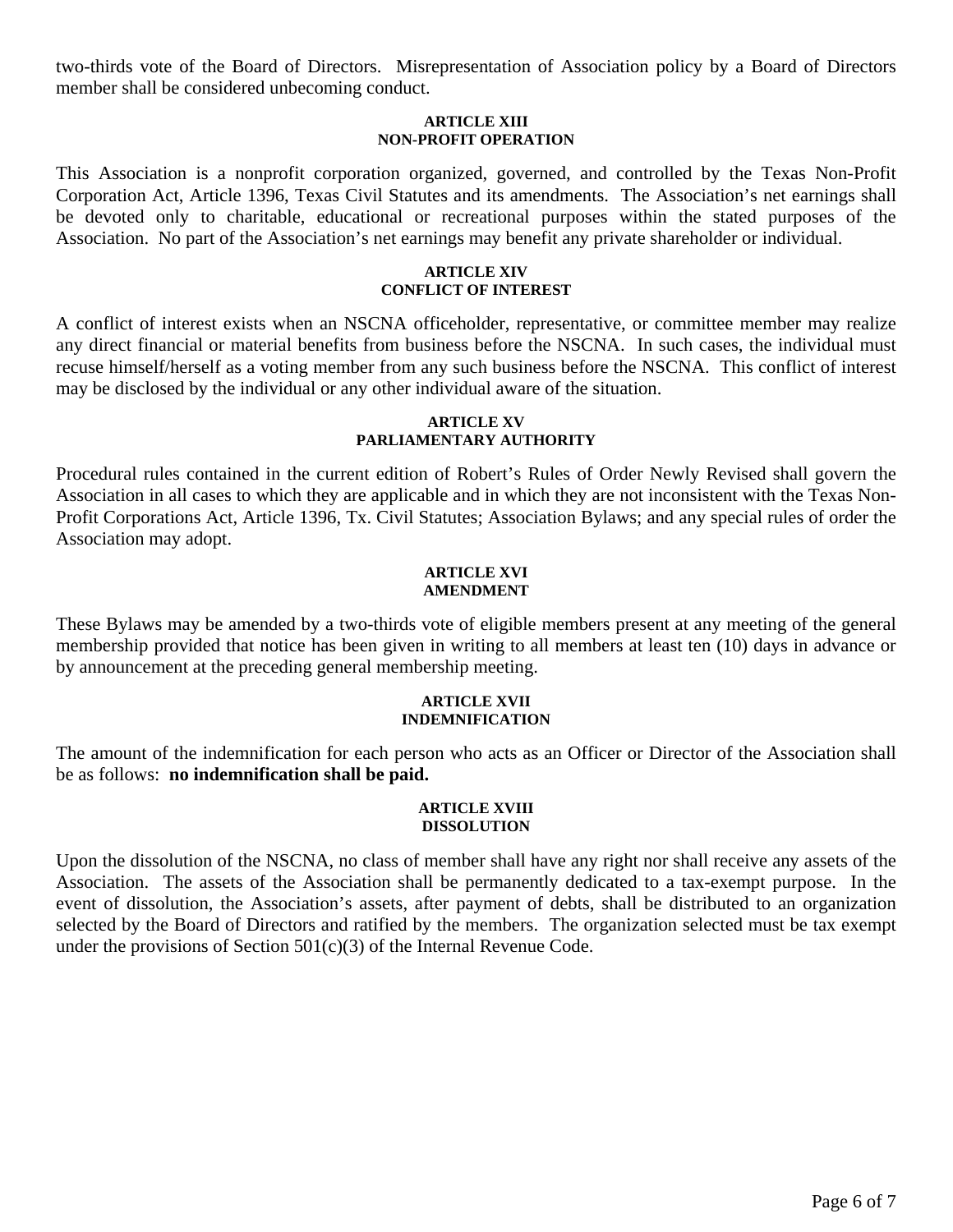two-thirds vote of the Board of Directors. Misrepresentation of Association policy by a Board of Directors member shall be considered unbecoming conduct.

## ARTICLE XIII
## NON-PROFIT OPERATION

This Association is a nonprofit corporation organized, governed, and controlled by the Texas Non-Profit Corporation Act, Article 1396, Texas Civil Statutes and its amendments. The Association's net earnings shall be devoted only to charitable, educational or recreational purposes within the stated purposes of the Association. No part of the Association's net earnings may benefit any private shareholder or individual.

## ARTICLE XIV
## CONFLICT OF INTEREST

A conflict of interest exists when an NSCNA officeholder, representative, or committee member may realize any direct financial or material benefits from business before the NSCNA. In such cases, the individual must recuse himself/herself as a voting member from any such business before the NSCNA. This conflict of interest may be disclosed by the individual or any other individual aware of the situation.

## ARTICLE XV
## PARLIAMENTARY AUTHORITY

Procedural rules contained in the current edition of Robert's Rules of Order Newly Revised shall govern the Association in all cases to which they are applicable and in which they are not inconsistent with the Texas Non-Profit Corporations Act, Article 1396, Tx. Civil Statutes; Association Bylaws; and any special rules of order the Association may adopt.

## ARTICLE XVI
## AMENDMENT

These Bylaws may be amended by a two-thirds vote of eligible members present at any meeting of the general membership provided that notice has been given in writing to all members at least ten (10) days in advance or by announcement at the preceding general membership meeting.

## ARTICLE XVII
## INDEMNIFICATION

The amount of the indemnification for each person who acts as an Officer or Director of the Association shall be as follows: **no indemnification shall be paid.**

## ARTICLE XVIII
## DISSOLUTION

Upon the dissolution of the NSCNA, no class of member shall have any right nor shall receive any assets of the Association. The assets of the Association shall be permanently dedicated to a tax-exempt purpose. In the event of dissolution, the Association's assets, after payment of debts, shall be distributed to an organization selected by the Board of Directors and ratified by the members. The organization selected must be tax exempt under the provisions of Section 501(c)(3) of the Internal Revenue Code.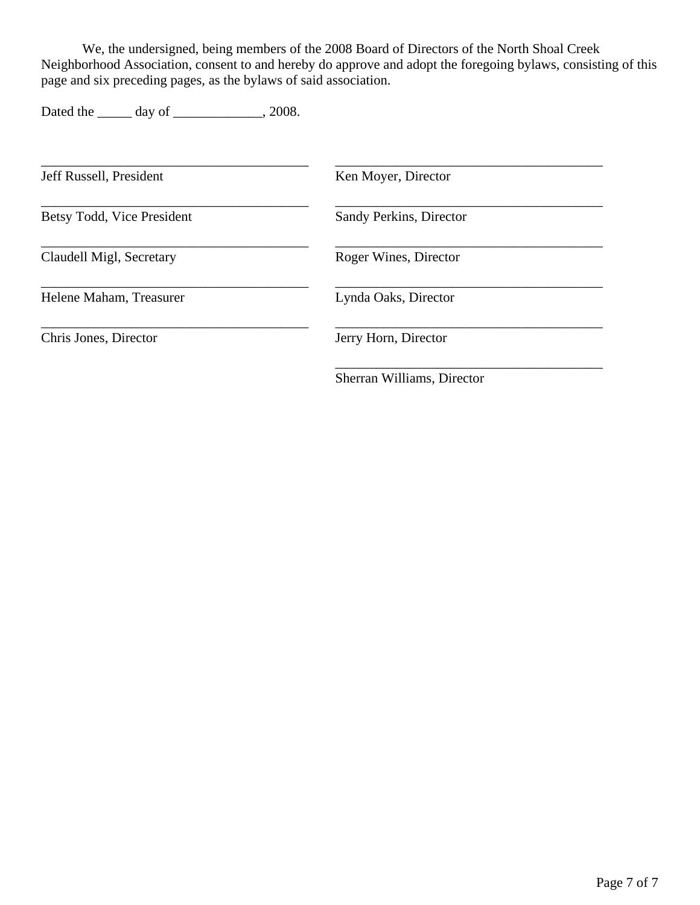We, the undersigned, being members of the 2008 Board of Directors of the North Shoal Creek Neighborhood Association, consent to and hereby do approve and adopt the foregoing bylaws, consisting of this page and six preceding pages, as the bylaws of said association.

Dated the _____ day of _____________, 2008.

_______________________________________
Jeff Russell, President

_______________________________________
Betsy Todd, Vice President

_______________________________________
Claudell Migl, Secretary

_______________________________________
Helene Maham, Treasurer

_______________________________________
Chris Jones, Director

_______________________________________
Ken Moyer, Director

_______________________________________
Sandy Perkins, Director

_______________________________________
Roger Wines, Director

_______________________________________
Lynda Oaks, Director

_______________________________________
Jerry Horn, Director

_______________________________________
Sherran Williams, Director